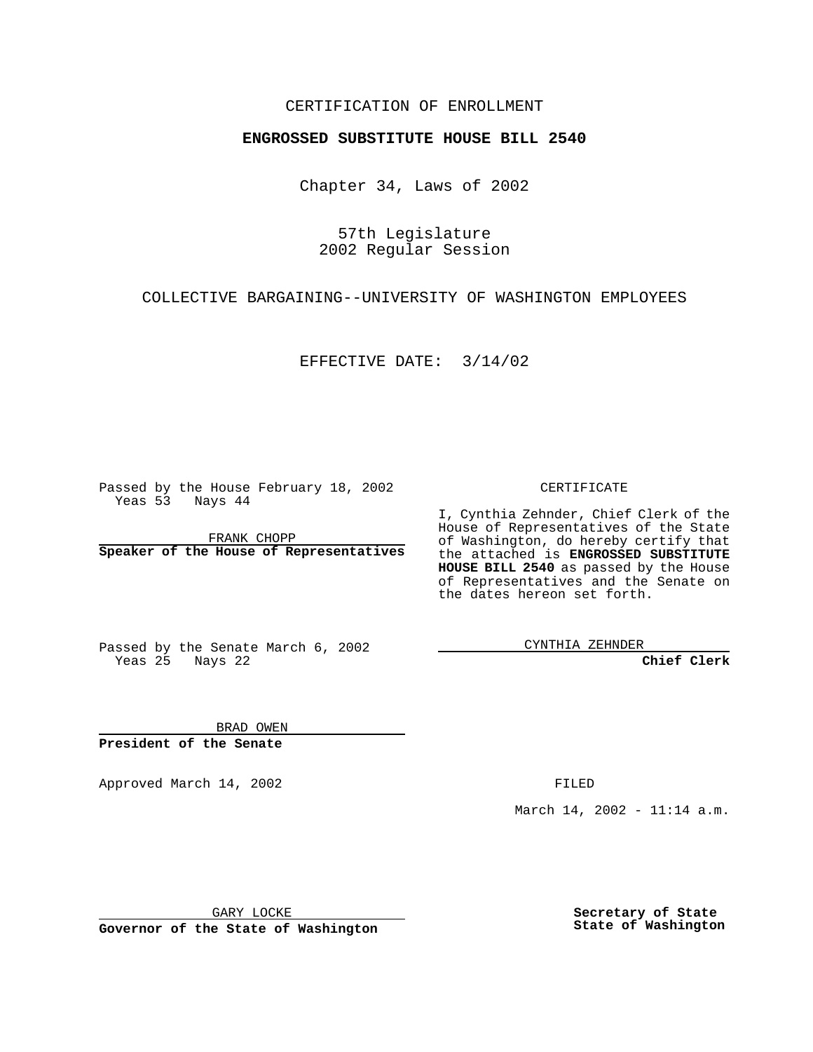CERTIFICATION OF ENROLLMENT

**ENGROSSED SUBSTITUTE HOUSE BILL 2540**

Chapter 34, Laws of 2002

57th Legislature
2002 Regular Session

COLLECTIVE BARGAINING--UNIVERSITY OF WASHINGTON EMPLOYEES

EFFECTIVE DATE: 3/14/02

Passed by the House February 18, 2002
Yeas 53 Nays 44

FRANK CHOPP
**Speaker of the House of Representatives**

Passed by the Senate March 6, 2002
Yeas 25 Nays 22

BRAD OWEN
**President of the Senate**

CERTIFICATE

I, Cynthia Zehnder, Chief Clerk of the House of Representatives of the State of Washington, do hereby certify that the attached is **ENGROSSED SUBSTITUTE HOUSE BILL 2540** as passed by the House of Representatives and the Senate on the dates hereon set forth.

CYNTHIA ZEHNDER
**Chief Clerk**

Approved March 14, 2002

FILED

March 14, 2002 - 11:14 a.m.

GARY LOCKE
**Governor of the State of Washington**

**Secretary of State**
**State of Washington**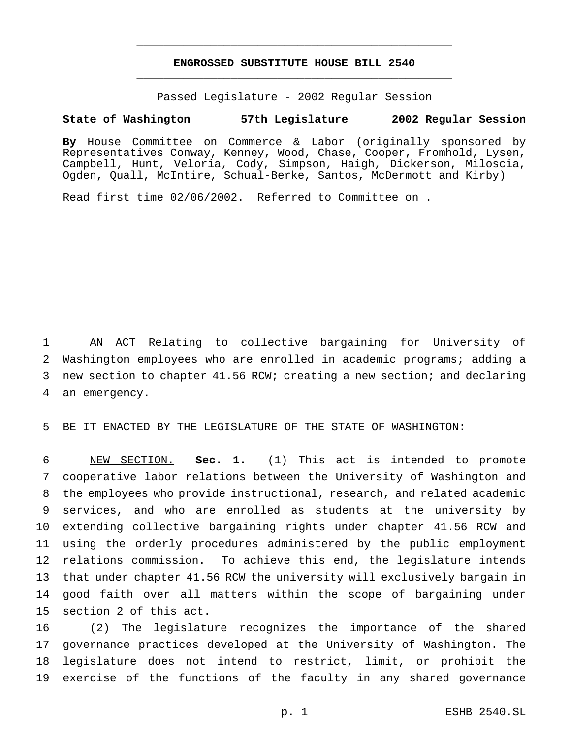**ENGROSSED SUBSTITUTE HOUSE BILL 2540**

Passed Legislature - 2002 Regular Session

**State of Washington 57th Legislature 2002 Regular Session**

**By** House Committee on Commerce & Labor (originally sponsored by Representatives Conway, Kenney, Wood, Chase, Cooper, Fromhold, Lysen, Campbell, Hunt, Veloria, Cody, Simpson, Haigh, Dickerson, Miloscia, Ogden, Quall, McIntire, Schual-Berke, Santos, McDermott and Kirby)

Read first time 02/06/2002. Referred to Committee on .

AN ACT Relating to collective bargaining for University of Washington employees who are enrolled in academic programs; adding a new section to chapter 41.56 RCW; creating a new section; and declaring an emergency.

BE IT ENACTED BY THE LEGISLATURE OF THE STATE OF WASHINGTON:

NEW SECTION. **Sec. 1.** (1) This act is intended to promote cooperative labor relations between the University of Washington and the employees who provide instructional, research, and related academic services, and who are enrolled as students at the university by extending collective bargaining rights under chapter 41.56 RCW and using the orderly procedures administered by the public employment relations commission. To achieve this end, the legislature intends that under chapter 41.56 RCW the university will exclusively bargain in good faith over all matters within the scope of bargaining under section 2 of this act.

(2) The legislature recognizes the importance of the shared governance practices developed at the University of Washington. The legislature does not intend to restrict, limit, or prohibit the exercise of the functions of the faculty in any shared governance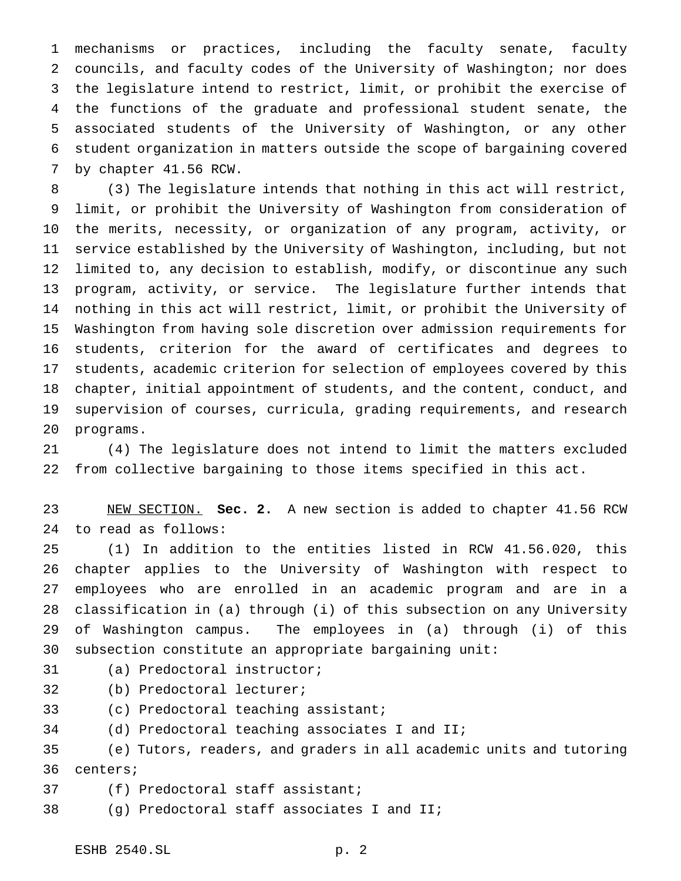mechanisms or practices, including the faculty senate, faculty councils, and faculty codes of the University of Washington; nor does the legislature intend to restrict, limit, or prohibit the exercise of the functions of the graduate and professional student senate, the associated students of the University of Washington, or any other student organization in matters outside the scope of bargaining covered by chapter 41.56 RCW.

(3) The legislature intends that nothing in this act will restrict, limit, or prohibit the University of Washington from consideration of the merits, necessity, or organization of any program, activity, or service established by the University of Washington, including, but not limited to, any decision to establish, modify, or discontinue any such program, activity, or service. The legislature further intends that nothing in this act will restrict, limit, or prohibit the University of Washington from having sole discretion over admission requirements for students, criterion for the award of certificates and degrees to students, academic criterion for selection of employees covered by this chapter, initial appointment of students, and the content, conduct, and supervision of courses, curricula, grading requirements, and research programs.

(4) The legislature does not intend to limit the matters excluded from collective bargaining to those items specified in this act.

NEW SECTION. **Sec. 2.** A new section is added to chapter 41.56 RCW to read as follows:

(1) In addition to the entities listed in RCW 41.56.020, this chapter applies to the University of Washington with respect to employees who are enrolled in an academic program and are in a classification in (a) through (i) of this subsection on any University of Washington campus. The employees in (a) through (i) of this subsection constitute an appropriate bargaining unit:

(a) Predoctoral instructor;

(b) Predoctoral lecturer;

(c) Predoctoral teaching assistant;

(d) Predoctoral teaching associates I and II;

(e) Tutors, readers, and graders in all academic units and tutoring centers;

(f) Predoctoral staff assistant;

(g) Predoctoral staff associates I and II;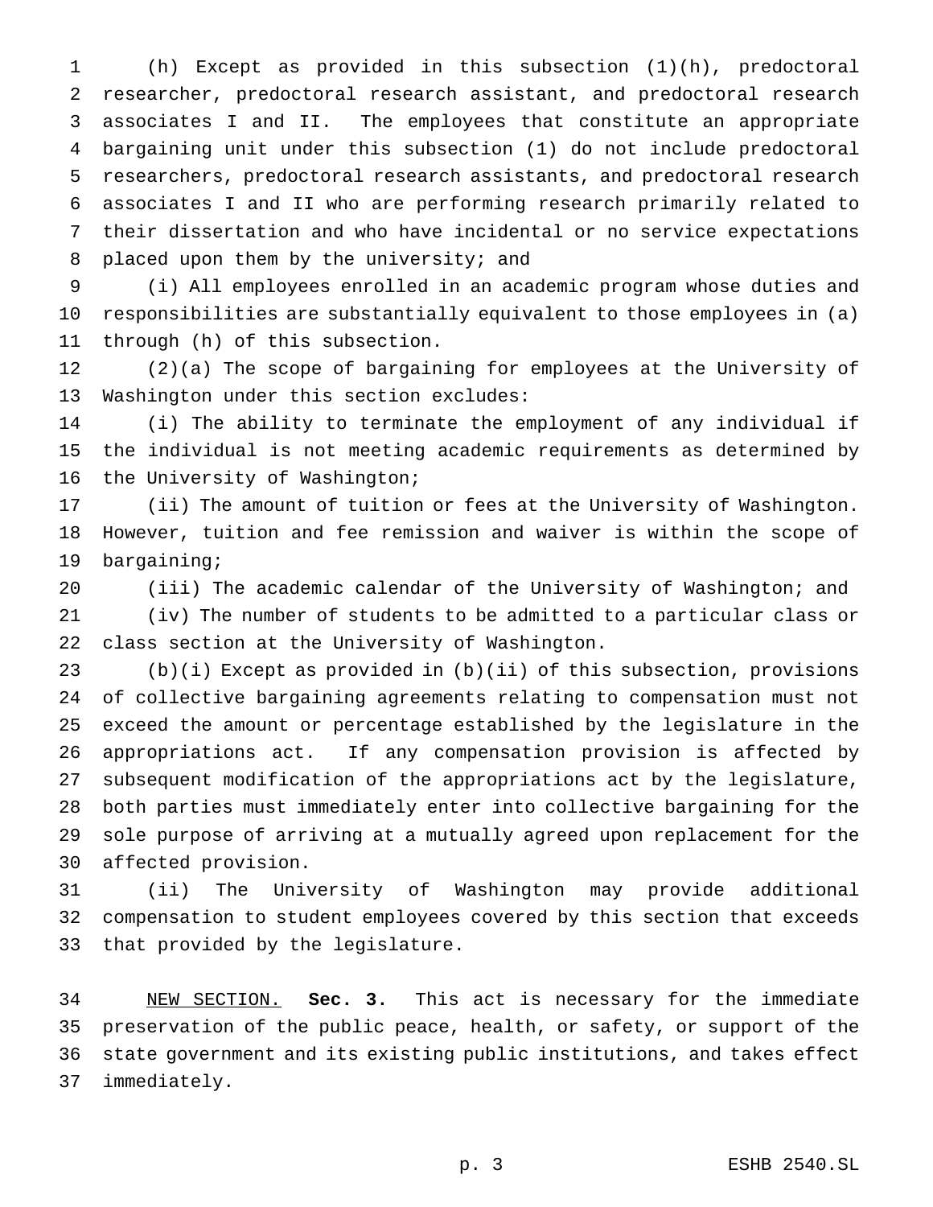(h) Except as provided in this subsection (1)(h), predoctoral researcher, predoctoral research assistant, and predoctoral research associates I and II. The employees that constitute an appropriate bargaining unit under this subsection (1) do not include predoctoral researchers, predoctoral research assistants, and predoctoral research associates I and II who are performing research primarily related to their dissertation and who have incidental or no service expectations placed upon them by the university; and

(i) All employees enrolled in an academic program whose duties and responsibilities are substantially equivalent to those employees in (a) through (h) of this subsection.

(2)(a) The scope of bargaining for employees at the University of Washington under this section excludes:

(i) The ability to terminate the employment of any individual if the individual is not meeting academic requirements as determined by the University of Washington;

(ii) The amount of tuition or fees at the University of Washington. However, tuition and fee remission and waiver is within the scope of bargaining;

(iii) The academic calendar of the University of Washington; and

(iv) The number of students to be admitted to a particular class or class section at the University of Washington.

(b)(i) Except as provided in (b)(ii) of this subsection, provisions of collective bargaining agreements relating to compensation must not exceed the amount or percentage established by the legislature in the appropriations act. If any compensation provision is affected by subsequent modification of the appropriations act by the legislature, both parties must immediately enter into collective bargaining for the sole purpose of arriving at a mutually agreed upon replacement for the affected provision.

(ii) The University of Washington may provide additional compensation to student employees covered by this section that exceeds that provided by the legislature.

NEW SECTION. **Sec. 3.** This act is necessary for the immediate preservation of the public peace, health, or safety, or support of the state government and its existing public institutions, and takes effect immediately.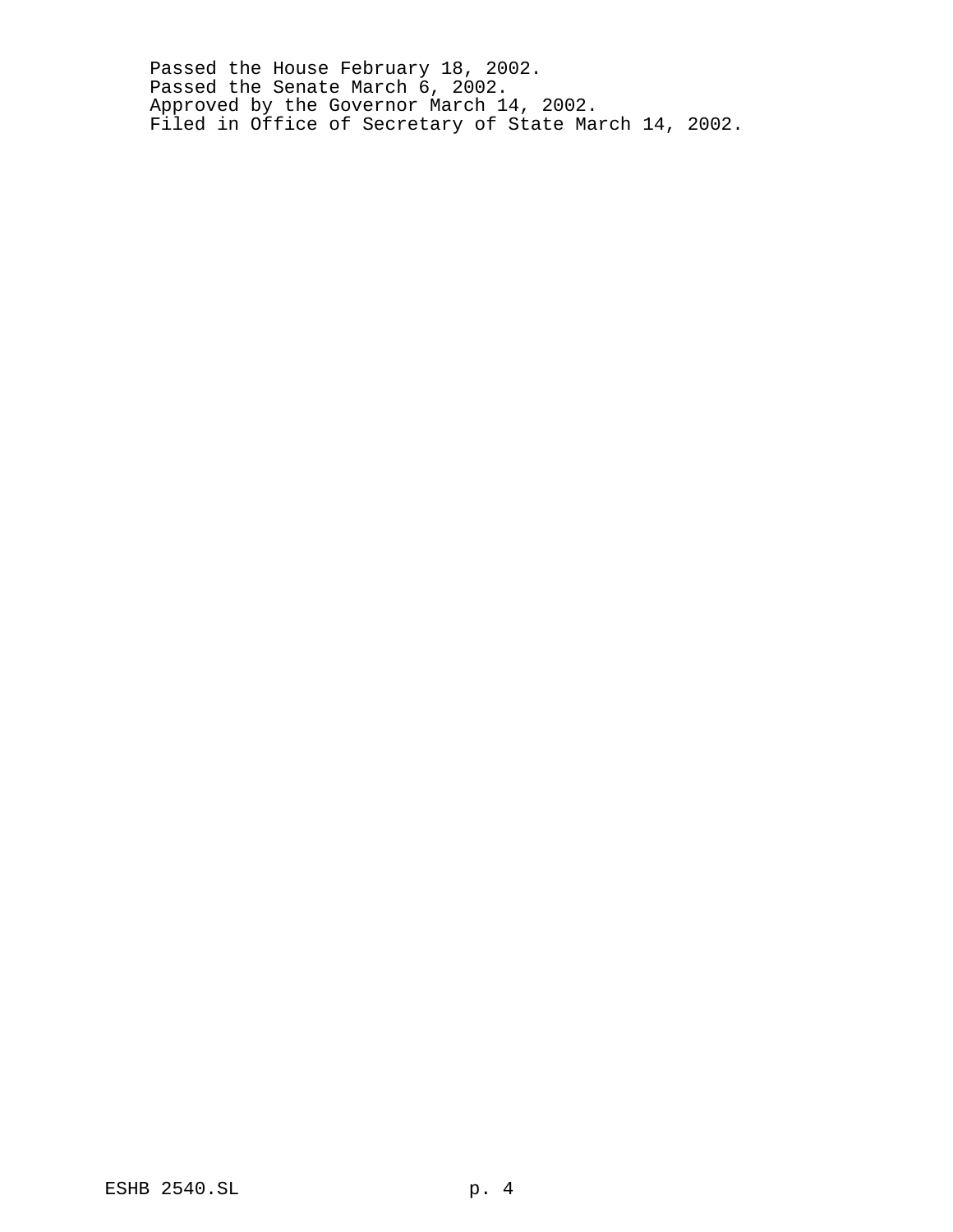Passed the House February 18, 2002.
Passed the Senate March 6, 2002.
Approved by the Governor March 14, 2002.
Filed in Office of Secretary of State March 14, 2002.